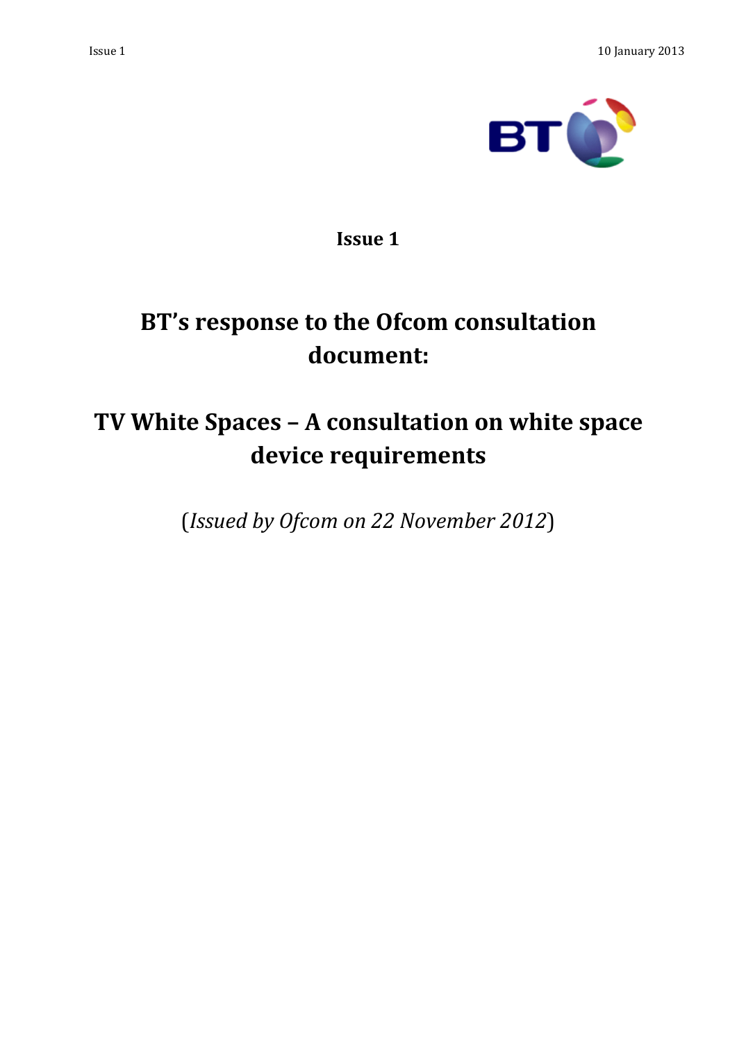**Issue 1**

# BT's response to the Ofcom consultation document:

# TV White Spaces – A consultation on white space device requirements

(*Issued by Ofcom on 22 November 2012*)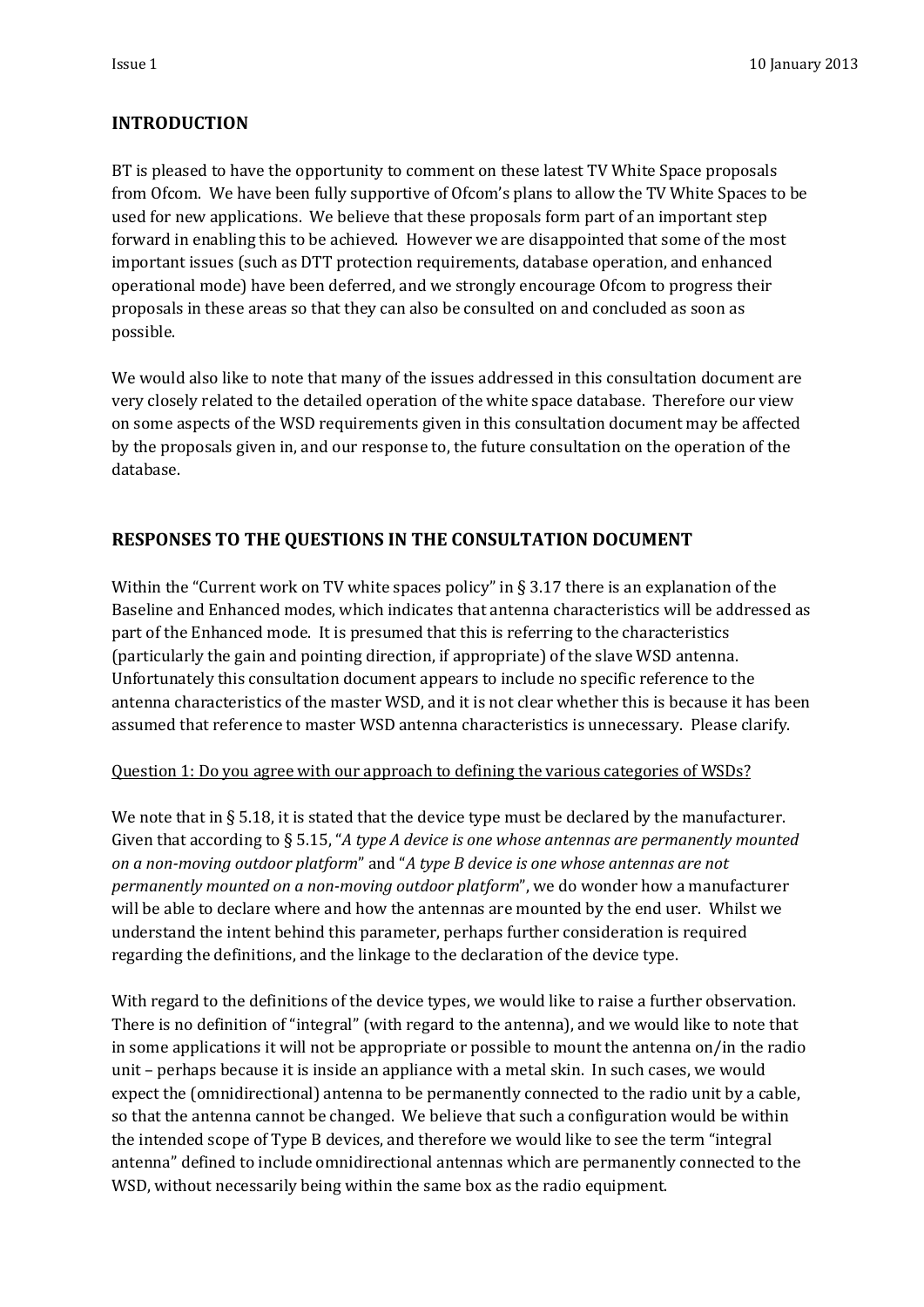## INTRODUCTION

BT is pleased to have the opportunity to comment on these latest TV White Space proposals from Ofcom. We have been fully supportive of Ofcom's plans to allow the TV White Spaces to be used for new applications. We believe that these proposals form part of an important step forward in enabling this to be achieved. However we are disappointed that some of the most important issues (such as DTT protection requirements, database operation, and enhanced operational mode) have been deferred, and we strongly encourage Ofcom to progress their proposals in these areas so that they can also be consulted on and concluded as soon as possible.

We would also like to note that many of the issues addressed in this consultation document are very closely related to the detailed operation of the white space database. Therefore our view on some aspects of the WSD requirements given in this consultation document may be affected by the proposals given in, and our response to, the future consultation on the operation of the database.

## RESPONSES TO THE QUESTIONS IN THE CONSULTATION DOCUMENT

Within the "Current work on TV white spaces policy" in § 3.17 there is an explanation of the Baseline and Enhanced modes, which indicates that antenna characteristics will be addressed as part of the Enhanced mode. It is presumed that this is referring to the characteristics (particularly the gain and pointing direction, if appropriate) of the slave WSD antenna. Unfortunately this consultation document appears to include no specific reference to the antenna characteristics of the master WSD, and it is not clear whether this is because it has been assumed that reference to master WSD antenna characteristics is unnecessary. Please clarify.

<u>Question 1: Do you agree with our approach to defining the various categories of WSDs?</u>

We note that in § 5.18, it is stated that the device type must be declared by the manufacturer. Given that according to § 5.15, "*A type A device is one whose antennas are permanently mounted on a non-moving outdoor platform*" and "*A type B device is one whose antennas are not permanently mounted on a non-moving outdoor platform*", we do wonder how a manufacturer will be able to declare where and how the antennas are mounted by the end user. Whilst we understand the intent behind this parameter, perhaps further consideration is required regarding the definitions, and the linkage to the declaration of the device type.

With regard to the definitions of the device types, we would like to raise a further observation. There is no definition of "integral" (with regard to the antenna), and we would like to note that in some applications it will not be appropriate or possible to mount the antenna on/in the radio unit – perhaps because it is inside an appliance with a metal skin. In such cases, we would expect the (omnidirectional) antenna to be permanently connected to the radio unit by a cable, so that the antenna cannot be changed. We believe that such a configuration would be within the intended scope of Type B devices, and therefore we would like to see the term "integral antenna" defined to include omnidirectional antennas which are permanently connected to the WSD, without necessarily being within the same box as the radio equipment.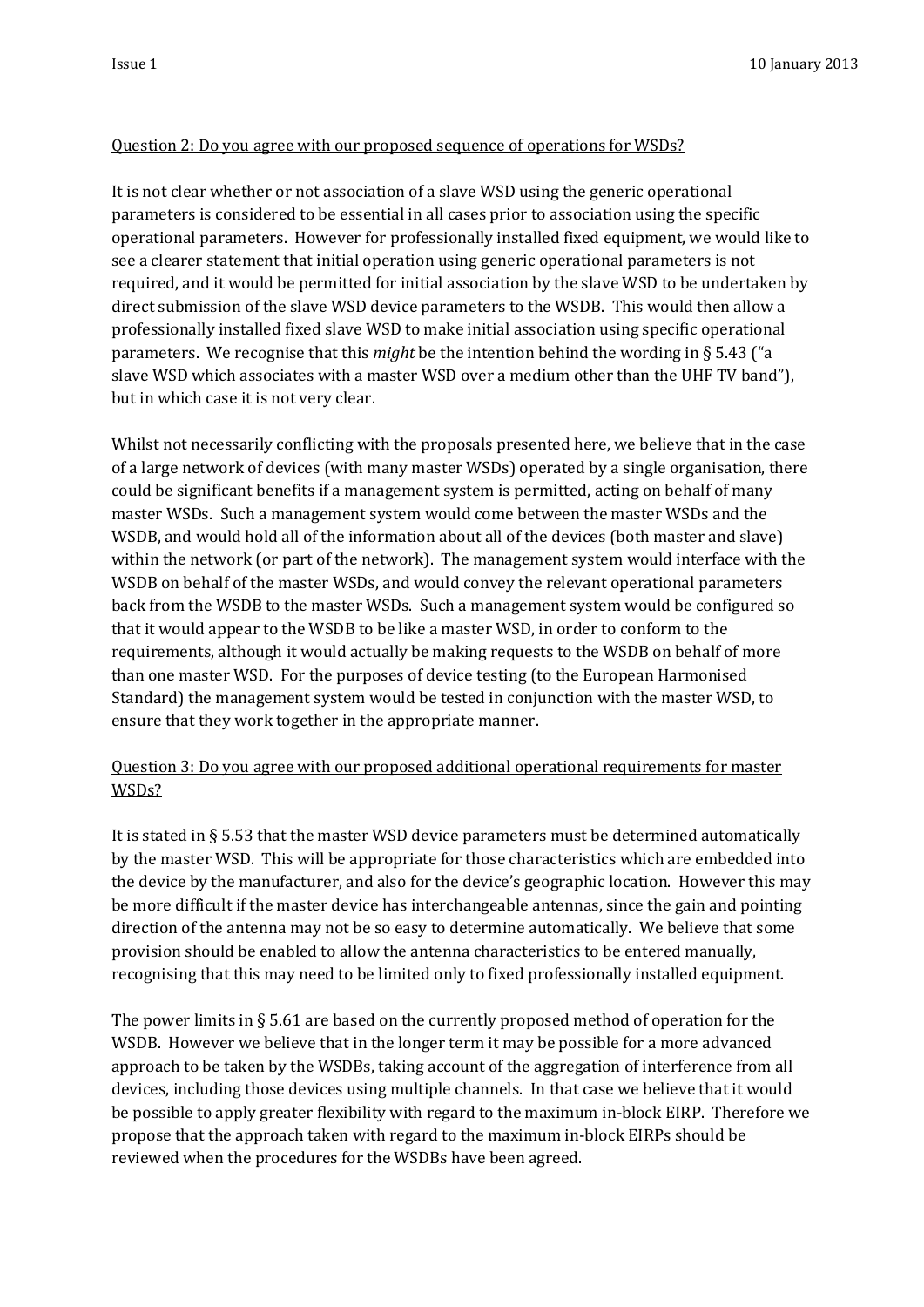Question 2: Do you agree with our proposed sequence of operations for WSDs?

It is not clear whether or not association of a slave WSD using the generic operational parameters is considered to be essential in all cases prior to association using the specific operational parameters. However for professionally installed fixed equipment, we would like to see a clearer statement that initial operation using generic operational parameters is not required, and it would be permitted for initial association by the slave WSD to be undertaken by direct submission of the slave WSD device parameters to the WSDB. This would then allow a professionally installed fixed slave WSD to make initial association using specific operational parameters. We recognise that this *might* be the intention behind the wording in § 5.43 ("a slave WSD which associates with a master WSD over a medium other than the UHF TV band"), but in which case it is not very clear.

Whilst not necessarily conflicting with the proposals presented here, we believe that in the case of a large network of devices (with many master WSDs) operated by a single organisation, there could be significant benefits if a management system is permitted, acting on behalf of many master WSDs. Such a management system would come between the master WSDs and the WSDB, and would hold all of the information about all of the devices (both master and slave) within the network (or part of the network). The management system would interface with the WSDB on behalf of the master WSDs, and would convey the relevant operational parameters back from the WSDB to the master WSDs. Such a management system would be configured so that it would appear to the WSDB to be like a master WSD, in order to conform to the requirements, although it would actually be making requests to the WSDB on behalf of more than one master WSD. For the purposes of device testing (to the European Harmonised Standard) the management system would be tested in conjunction with the master WSD, to ensure that they work together in the appropriate manner.

Question 3: Do you agree with our proposed additional operational requirements for master WSDs?

It is stated in § 5.53 that the master WSD device parameters must be determined automatically by the master WSD. This will be appropriate for those characteristics which are embedded into the device by the manufacturer, and also for the device's geographic location. However this may be more difficult if the master device has interchangeable antennas, since the gain and pointing direction of the antenna may not be so easy to determine automatically. We believe that some provision should be enabled to allow the antenna characteristics to be entered manually, recognising that this may need to be limited only to fixed professionally installed equipment.

The power limits in § 5.61 are based on the currently proposed method of operation for the WSDB. However we believe that in the longer term it may be possible for a more advanced approach to be taken by the WSDBs, taking account of the aggregation of interference from all devices, including those devices using multiple channels. In that case we believe that it would be possible to apply greater flexibility with regard to the maximum in-block EIRP. Therefore we propose that the approach taken with regard to the maximum in-block EIRPs should be reviewed when the procedures for the WSDBs have been agreed.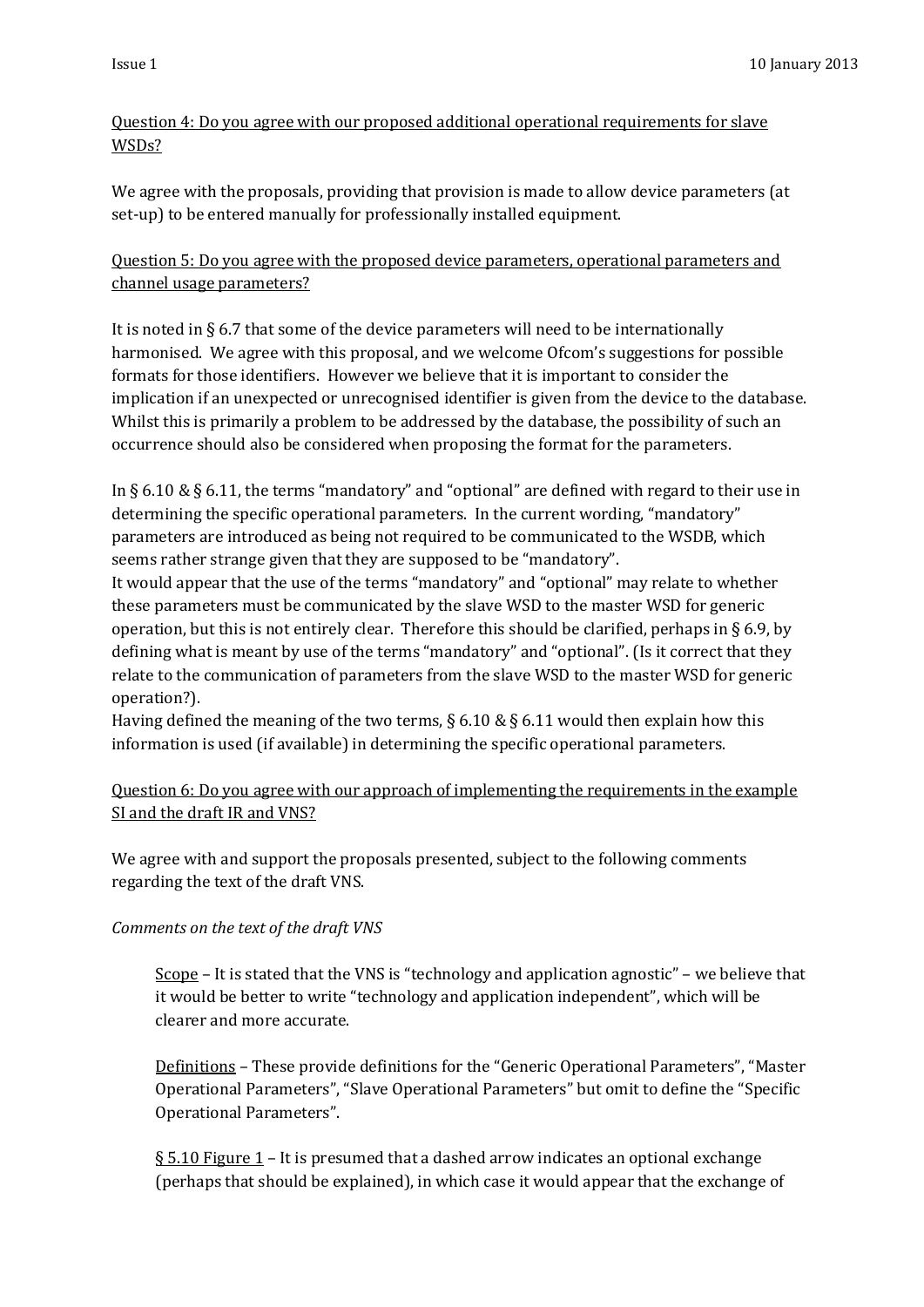Question 4: Do you agree with our proposed additional operational requirements for slave WSDs?

We agree with the proposals, providing that provision is made to allow device parameters (at set-up) to be entered manually for professionally installed equipment.

Question 5: Do you agree with the proposed device parameters, operational parameters and channel usage parameters?

It is noted in § 6.7 that some of the device parameters will need to be internationally harmonised. We agree with this proposal, and we welcome Ofcom's suggestions for possible formats for those identifiers. However we believe that it is important to consider the implication if an unexpected or unrecognised identifier is given from the device to the database. Whilst this is primarily a problem to be addressed by the database, the possibility of such an occurrence should also be considered when proposing the format for the parameters.

In § 6.10 & § 6.11, the terms "mandatory" and "optional" are defined with regard to their use in determining the specific operational parameters. In the current wording, "mandatory" parameters are introduced as being not required to be communicated to the WSDB, which seems rather strange given that they are supposed to be "mandatory".
It would appear that the use of the terms "mandatory" and "optional" may relate to whether these parameters must be communicated by the slave WSD to the master WSD for generic operation, but this is not entirely clear. Therefore this should be clarified, perhaps in § 6.9, by defining what is meant by use of the terms "mandatory" and "optional". (Is it correct that they relate to the communication of parameters from the slave WSD to the master WSD for generic operation?).
Having defined the meaning of the two terms, § 6.10 & § 6.11 would then explain how this information is used (if available) in determining the specific operational parameters.

Question 6: Do you agree with our approach of implementing the requirements in the example SI and the draft IR and VNS?

We agree with and support the proposals presented, subject to the following comments regarding the text of the draft VNS.

*Comments on the text of the draft VNS*

Scope – It is stated that the VNS is "technology and application agnostic" – we believe that it would be better to write "technology and application independent", which will be clearer and more accurate.

Definitions – These provide definitions for the "Generic Operational Parameters", "Master Operational Parameters", "Slave Operational Parameters" but omit to define the "Specific Operational Parameters".

§ 5.10 Figure 1 – It is presumed that a dashed arrow indicates an optional exchange (perhaps that should be explained), in which case it would appear that the exchange of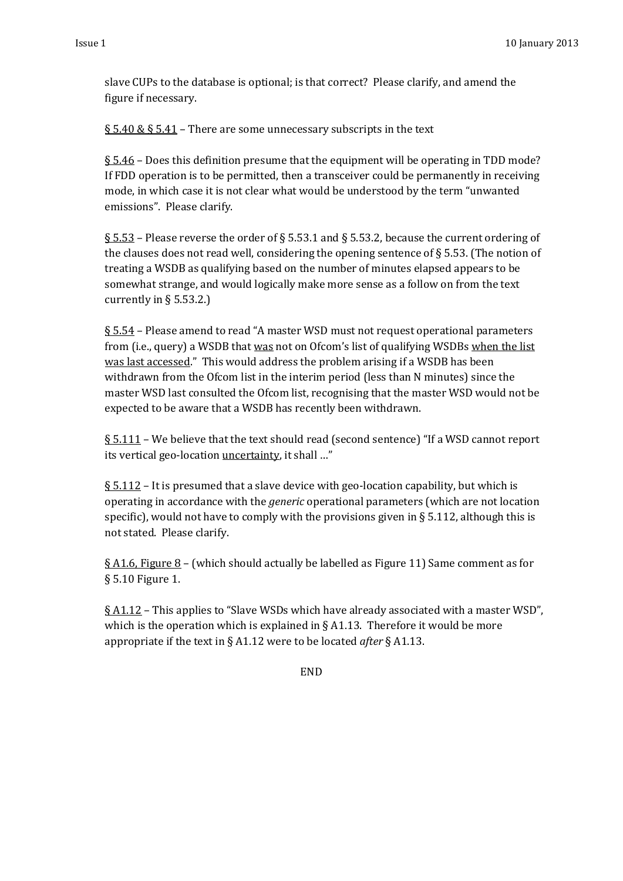slave CUPs to the database is optional; is that correct? Please clarify, and amend the figure if necessary.

<u>§ 5.40 & § 5.41</u> – There are some unnecessary subscripts in the text

<u>§ 5.46</u> – Does this definition presume that the equipment will be operating in TDD mode? If FDD operation is to be permitted, then a transceiver could be permanently in receiving mode, in which case it is not clear what would be understood by the term "unwanted emissions". Please clarify.

<u>§ 5.53</u> – Please reverse the order of § 5.53.1 and § 5.53.2, because the current ordering of the clauses does not read well, considering the opening sentence of § 5.53. (The notion of treating a WSDB as qualifying based on the number of minutes elapsed appears to be somewhat strange, and would logically make more sense as a follow on from the text currently in § 5.53.2.)

<u>§ 5.54</u> – Please amend to read "A master WSD must not request operational parameters from (i.e., query) a WSDB that <u>was</u> not on Ofcom's list of qualifying WSDBs <u>when the list was last accessed</u>." This would address the problem arising if a WSDB has been withdrawn from the Ofcom list in the interim period (less than N minutes) since the master WSD last consulted the Ofcom list, recognising that the master WSD would not be expected to be aware that a WSDB has recently been withdrawn.

<u>§ 5.111</u> – We believe that the text should read (second sentence) "If a WSD cannot report its vertical geo-location <u>uncertainty</u>, it shall …"

<u>§ 5.112</u> – It is presumed that a slave device with geo-location capability, but which is operating in accordance with the *generic* operational parameters (which are not location specific), would not have to comply with the provisions given in § 5.112, although this is not stated. Please clarify.

<u>§ A1.6, Figure 8</u> – (which should actually be labelled as Figure 11) Same comment as for § 5.10 Figure 1.

<u>§ A1.12</u> – This applies to "Slave WSDs which have already associated with a master WSD", which is the operation which is explained in § A1.13. Therefore it would be more appropriate if the text in § A1.12 were to be located *after* § A1.13.

END